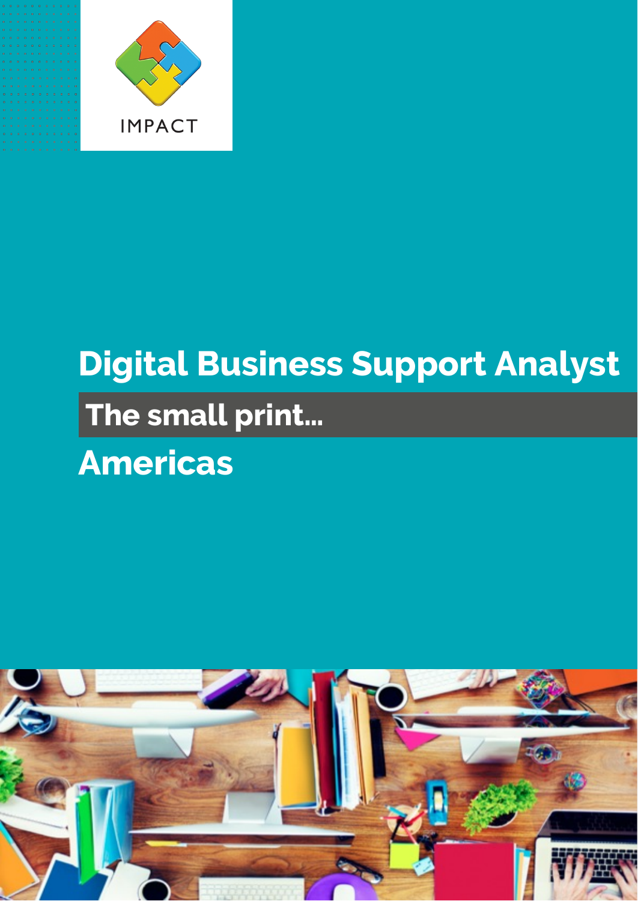IMPACT

# Digital Business Support Analyst

## The small print...

## Americas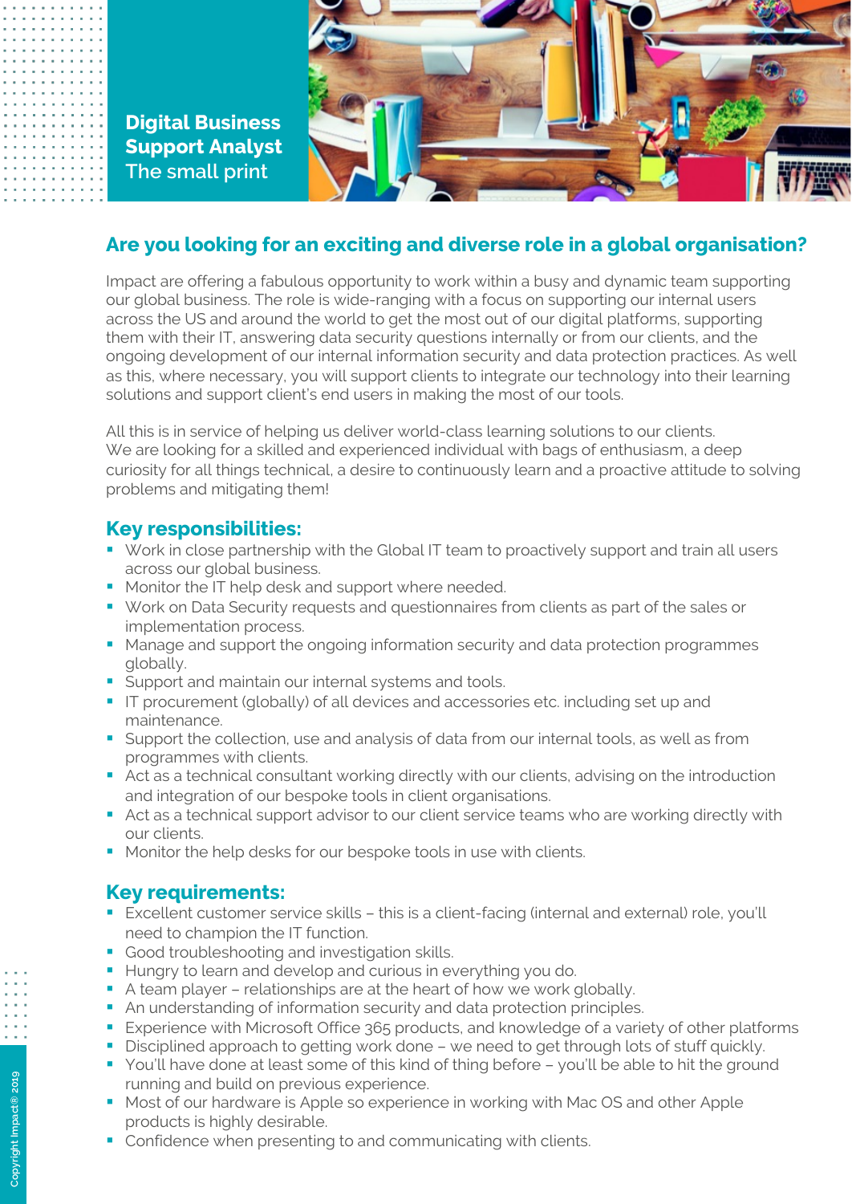# Digital Business Support Analyst
The small print

## Are you looking for an exciting and diverse role in a global organisation?

Impact are offering a fabulous opportunity to work within a busy and dynamic team supporting our global business. The role is wide-ranging with a focus on supporting our internal users across the US and around the world to get the most out of our digital platforms, supporting them with their IT, answering data security questions internally or from our clients, and the ongoing development of our internal information security and data protection practices. As well as this, where necessary, you will support clients to integrate our technology into their learning solutions and support client's end users in making the most of our tools.

All this is in service of helping us deliver world-class learning solutions to our clients. We are looking for a skilled and experienced individual with bags of enthusiasm, a deep curiosity for all things technical, a desire to continuously learn and a proactive attitude to solving problems and mitigating them!

### Key responsibilities:

- Work in close partnership with the Global IT team to proactively support and train all users across our global business.
- Monitor the IT help desk and support where needed.
- Work on Data Security requests and questionnaires from clients as part of the sales or implementation process.
- Manage and support the ongoing information security and data protection programmes globally.
- Support and maintain our internal systems and tools.
- IT procurement (globally) of all devices and accessories etc. including set up and maintenance.
- Support the collection, use and analysis of data from our internal tools, as well as from programmes with clients.
- Act as a technical consultant working directly with our clients, advising on the introduction and integration of our bespoke tools in client organisations.
- Act as a technical support advisor to our client service teams who are working directly with our clients.
- Monitor the help desks for our bespoke tools in use with clients.

### Key requirements:

- Excellent customer service skills – this is a client-facing (internal and external) role, you'll need to champion the IT function.
- Good troubleshooting and investigation skills.
- Hungry to learn and develop and curious in everything you do.
- A team player – relationships are at the heart of how we work globally.
- An understanding of information security and data protection principles.
- Experience with Microsoft Office 365 products, and knowledge of a variety of other platforms
- Disciplined approach to getting work done – we need to get through lots of stuff quickly.
- You'll have done at least some of this kind of thing before – you'll be able to hit the ground running and build on previous experience.
- Most of our hardware is Apple so experience in working with Mac OS and other Apple products is highly desirable.
- Confidence when presenting to and communicating with clients.

Copyright Impact® 2019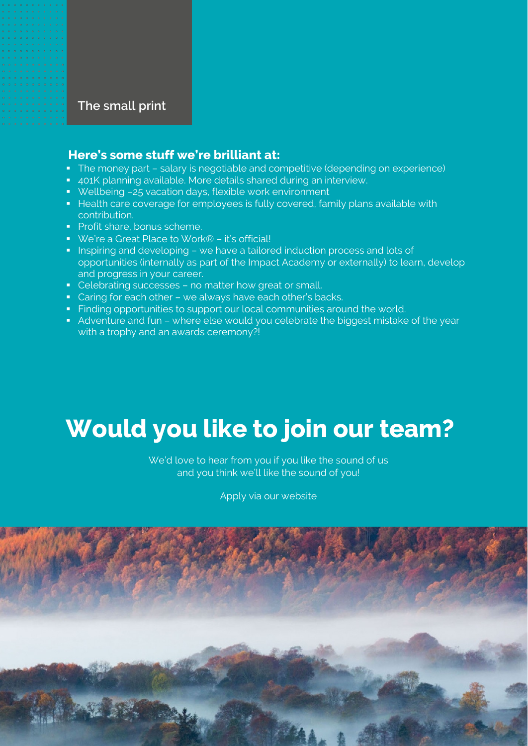## The small print

**Here's some stuff we're brilliant at:**

- The money part – salary is negotiable and competitive (depending on experience)
- 401K planning available. More details shared during an interview.
- Wellbeing –25 vacation days, flexible work environment
- Health care coverage for employees is fully covered, family plans available with contribution.
- Profit share, bonus scheme.
- We're a Great Place to Work® – it's official!
- Inspiring and developing – we have a tailored induction process and lots of opportunities (internally as part of the Impact Academy or externally) to learn, develop and progress in your career.
- Celebrating successes – no matter how great or small.
- Caring for each other – we always have each other's backs.
- Finding opportunities to support our local communities around the world.
- Adventure and fun – where else would you celebrate the biggest mistake of the year with a trophy and an awards ceremony?!

# Would you like to join our team?

We'd love to hear from you if you like the sound of us and you think we'll like the sound of you!

Apply via our website